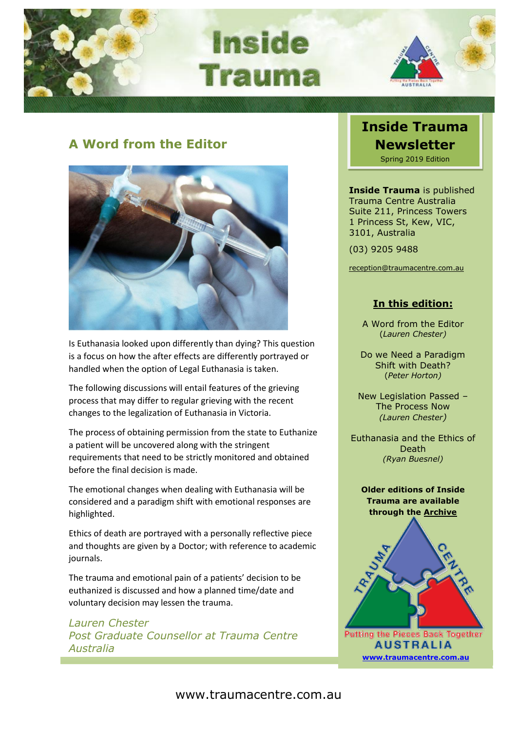# Inside Trauma

## A Word from the Editor

Is Euthanasia looked upon differently than dying? This question is a focus on how the after effects are differently portrayed or handled when the option of Legal Euthanasia is taken.

The following discussions will entail features of the grieving process that may differ to regular grieving with the recent changes to the legalization of Euthanasia in Victoria.

The process of obtaining permission from the state to Euthanize a patient will be uncovered along with the stringent requirements that need to be strictly monitored and obtained before the final decision is made.

The emotional changes when dealing with Euthanasia will be considered and a paradigm shift with emotional responses are highlighted.

Ethics of death are portrayed with a personally reflective piece and thoughts are given by a Doctor; with reference to academic journals.

The trauma and emotional pain of a patients' decision to be euthanized is discussed and how a planned time/date and voluntary decision may lessen the trauma.

*Lauren Chester*
*Post Graduate Counsellor at Trauma Centre Australia*

---

**Inside Trauma Newsletter**
Spring 2019 Edition

**Inside Trauma** is published Trauma Centre Australia
Suite 211, Princess Towers
1 Princess St, Kew, VIC, 3101, Australia

(03) 9205 9488

reception@traumacentre.com.au

**In this edition:**

A Word from the Editor
(*Lauren Chester*)

Do we Need a Paradigm Shift with Death?
(*Peter Horton*)

New Legislation Passed – The Process Now
*(Lauren Chester)*

Euthanasia and the Ethics of Death
*(Ryan Buesnel)*

**Older editions of Inside Trauma are available through the Archive**

Trauma Centre – Putting the Pieces Back Together – Australia

**www.traumacentre.com.au**

www.traumacentre.com.au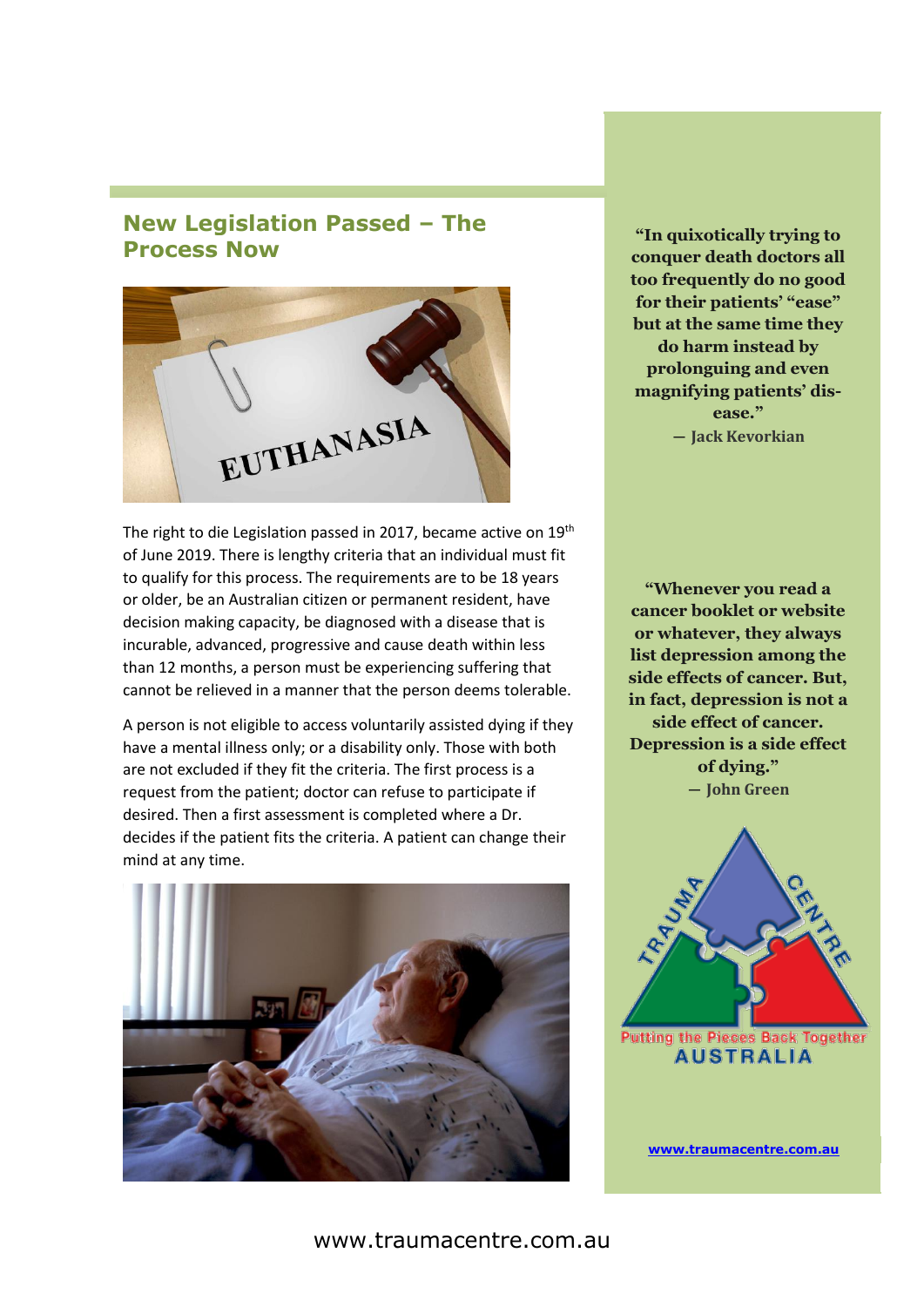## New Legislation Passed – The Process Now

The right to die Legislation passed in 2017, became active on 19th of June 2019. There is lengthy criteria that an individual must fit to qualify for this process. The requirements are to be 18 years or older, be an Australian citizen or permanent resident, have decision making capacity, be diagnosed with a disease that is incurable, advanced, progressive and cause death within less than 12 months, a person must be experiencing suffering that cannot be relieved in a manner that the person deems tolerable.

A person is not eligible to access voluntarily assisted dying if they have a mental illness only; or a disability only. Those with both are not excluded if they fit the criteria. The first process is a request from the patient; doctor can refuse to participate if desired. Then a first assessment is completed where a Dr. decides if the patient fits the criteria. A patient can change their mind at any time.

**"In quixotically trying to conquer death doctors all too frequently do no good for their patients' "ease" but at the same time they do harm instead by prolonguing and even magnifying patients' dis-ease."**

— **Jack Kevorkian**

**"Whenever you read a cancer booklet or website or whatever, they always list depression among the side effects of cancer. But, in fact, depression is not a side effect of cancer. Depression is a side effect of dying."**

— **John Green**

TRAUMA CENTRE

Putting the Pieces Back Together

AUSTRALIA

www.traumacentre.com.au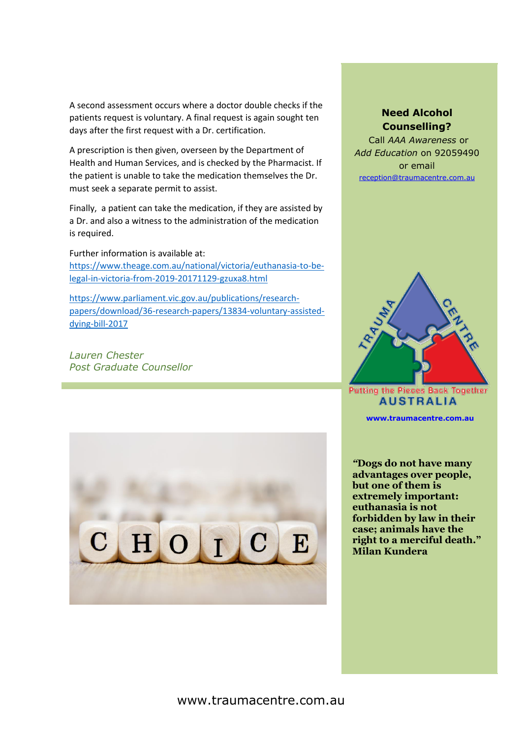A second assessment occurs where a doctor double checks if the patients request is voluntary. A final request is again sought ten days after the first request with a Dr. certification.

A prescription is then given, overseen by the Department of Health and Human Services, and is checked by the Pharmacist. If the patient is unable to take the medication themselves the Dr. must seek a separate permit to assist.

Finally, a patient can take the medication, if they are assisted by a Dr. and also a witness to the administration of the medication is required.

Further information is available at:
https://www.theage.com.au/national/victoria/euthanasia-to-be-legal-in-victoria-from-2019-20171129-gzuxa8.html

https://www.parliament.vic.gov.au/publications/research-papers/download/36-research-papers/13834-voluntary-assisted-dying-bill-2017

*Lauren Chester*
*Post Graduate Counsellor*

**Need Alcohol Counselling?**

Call *AAA Awareness* or *Add Education* on 92059490 or email reception@traumacentre.com.au

TRAUMA CENTRE
Putting the Pieces Back Together
AUSTRALIA

**www.traumacentre.com.au**

**"Dogs do not have many advantages over people, but one of them is extremely important: euthanasia is not forbidden by law in their case; animals have the right to a merciful death." Milan Kundera**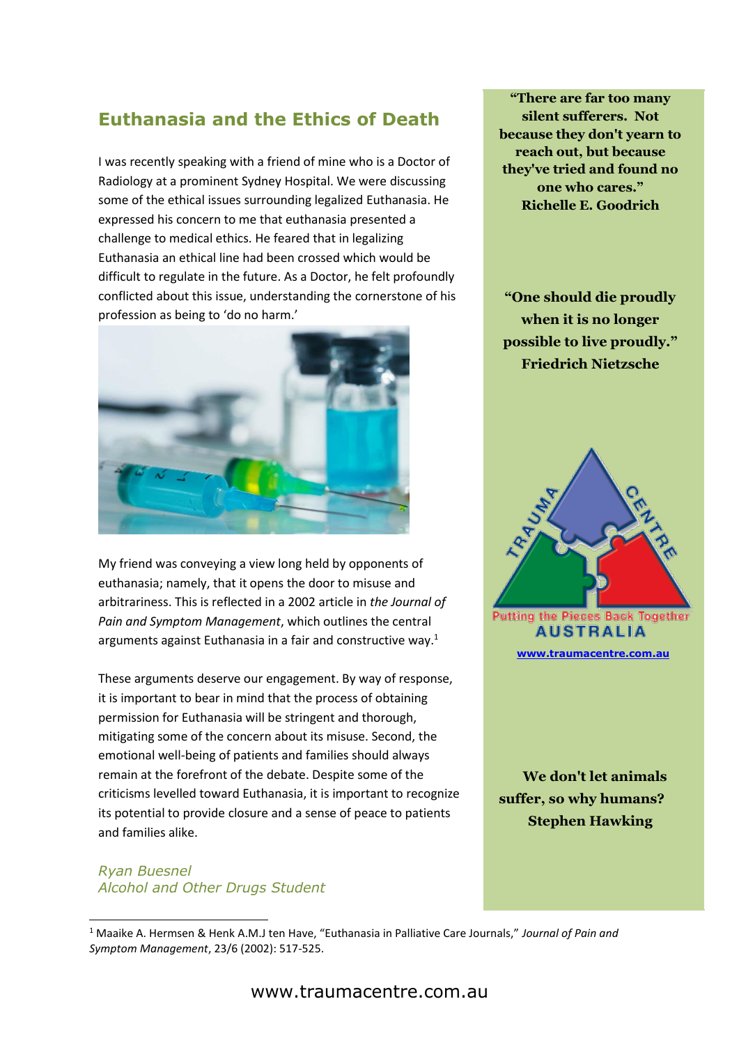## Euthanasia and the Ethics of Death

I was recently speaking with a friend of mine who is a Doctor of Radiology at a prominent Sydney Hospital. We were discussing some of the ethical issues surrounding legalized Euthanasia. He expressed his concern to me that euthanasia presented a challenge to medical ethics. He feared that in legalizing Euthanasia an ethical line had been crossed which would be difficult to regulate in the future. As a Doctor, he felt profoundly conflicted about this issue, understanding the cornerstone of his profession as being to 'do no harm.'

My friend was conveying a view long held by opponents of euthanasia; namely, that it opens the door to misuse and arbitrariness. This is reflected in a 2002 article in *the Journal of Pain and Symptom Management*, which outlines the central arguments against Euthanasia in a fair and constructive way.[1]

These arguments deserve our engagement. By way of response, it is important to bear in mind that the process of obtaining permission for Euthanasia will be stringent and thorough, mitigating some of the concern about its misuse. Second, the emotional well-being of patients and families should always remain at the forefront of the debate. Despite some of the criticisms levelled toward Euthanasia, it is important to recognize its potential to provide closure and a sense of peace to patients and families alike.

*Ryan Buesnel*
*Alcohol and Other Drugs Student*

**"There are far too many silent sufferers. Not because they don't yearn to reach out, but because they've tried and found no one who cares."**
**Richelle E. Goodrich**

**"One should die proudly when it is no longer possible to live proudly."**
**Friedrich Nietzsche**

TRAUMA CENTRE
Putting the Pieces Back Together
AUSTRALIA
www.traumacentre.com.au

**We don't let animals suffer, so why humans?**
**Stephen Hawking**

---

[1] Maaike A. Hermsen & Henk A.M.J ten Have, "Euthanasia in Palliative Care Journals," *Journal of Pain and Symptom Management*, 23/6 (2002): 517-525.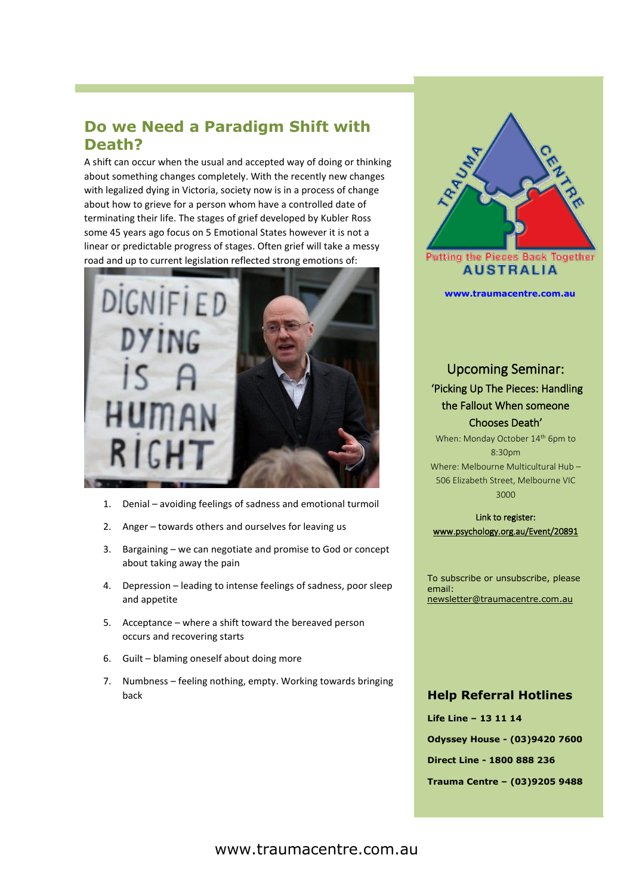## Do we Need a Paradigm Shift with Death?

A shift can occur when the usual and accepted way of doing or thinking about something changes completely. With the recently new changes with legalized dying in Victoria, society now is in a process of change about how to grieve for a person whom have a controlled date of terminating their life. The stages of grief developed by Kubler Ross some 45 years ago focus on 5 Emotional States however it is not a linear or predictable progress of stages. Often grief will take a messy road and up to current legislation reflected strong emotions of:

1. Denial – avoiding feelings of sadness and emotional turmoil
2. Anger – towards others and ourselves for leaving us
3. Bargaining – we can negotiate and promise to God or concept about taking away the pain
4. Depression – leading to intense feelings of sadness, poor sleep and appetite
5. Acceptance – where a shift toward the bereaved person occurs and recovering starts
6. Guilt – blaming oneself about doing more
7. Numbness – feeling nothing, empty. Working towards bringing back

TRAUMA CENTRE

Putting the Pieces Back Together

AUSTRALIA

www.traumacentre.com.au

### Upcoming Seminar:

**'Picking Up The Pieces: Handling the Fallout When someone Chooses Death'**

When: Monday October 14th 6pm to 8:30pm

Where: Melbourne Multicultural Hub – 506 Elizabeth Street, Melbourne VIC 3000

Link to register:
www.psychology.org.au/Event/20891

To subscribe or unsubscribe, please email:
newsletter@traumacentre.com.au

### Help Referral Hotlines

**Life Line – 13 11 14**

**Odyssey House - (03)9420 7600**

**Direct Line - 1800 888 236**

**Trauma Centre – (03)9205 9488**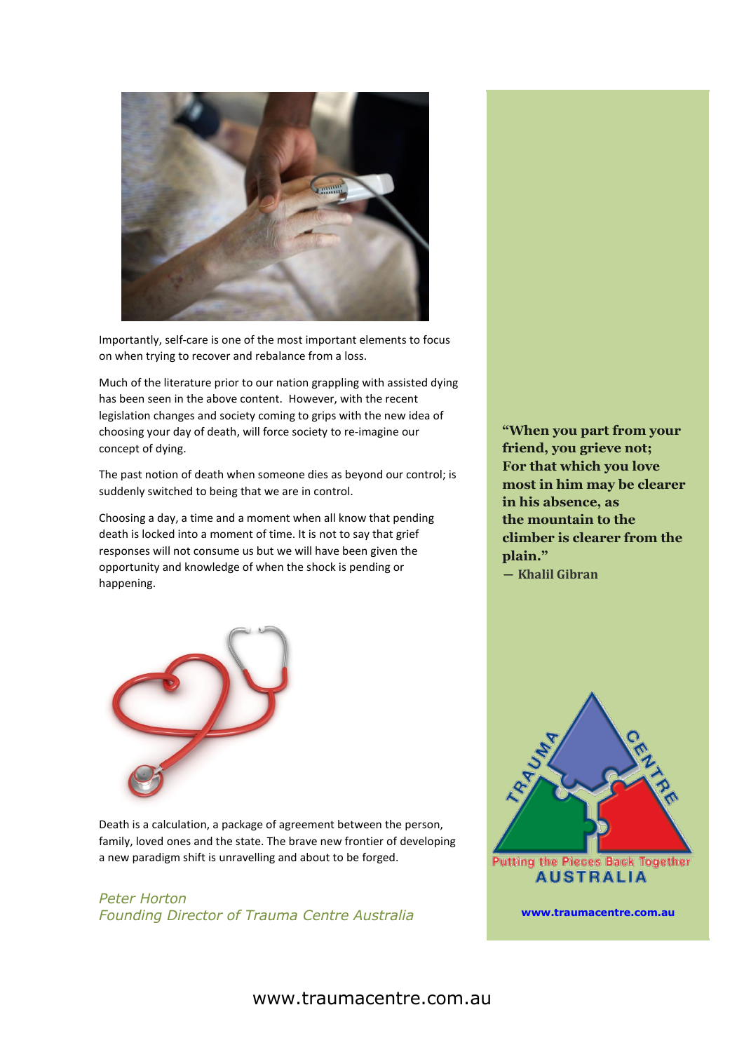Importantly, self-care is one of the most important elements to focus on when trying to recover and rebalance from a loss.

Much of the literature prior to our nation grappling with assisted dying has been seen in the above content. However, with the recent legislation changes and society coming to grips with the new idea of choosing your day of death, will force society to re-imagine our concept of dying.

The past notion of death when someone dies as beyond our control; is suddenly switched to being that we are in control.

Choosing a day, a time and a moment when all know that pending death is locked into a moment of time. It is not to say that grief responses will not consume us but we will have been given the opportunity and knowledge of when the shock is pending or happening.

Death is a calculation, a package of agreement between the person, family, loved ones and the state. The brave new frontier of developing a new paradigm shift is unravelling and about to be forged.

*Peter Horton*
*Founding Director of Trauma Centre Australia*

**"When you part from your friend, you grieve not; For that which you love most in him may be clearer in his absence, as the mountain to the climber is clearer from the plain."**
**— Khalil Gibran**

TRAUMA CENTRE
Putting the Pieces Back Together
AUSTRALIA

**www.traumacentre.com.au**